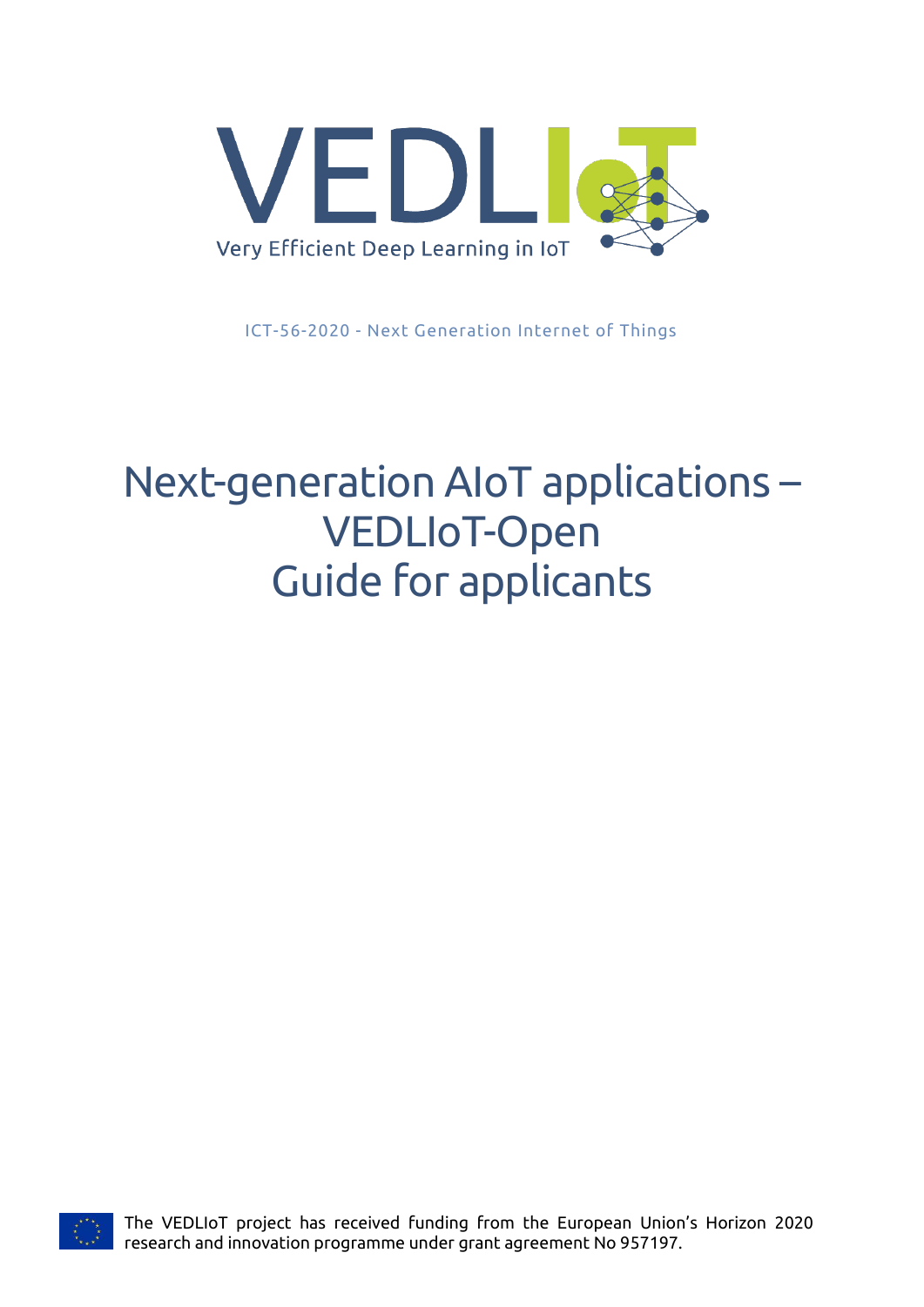VEDLIoT

Very Efficient Deep Learning in IoT

ICT-56-2020 - Next Generation Internet of Things

# Next-generation AIoT applications – VEDLIoT-Open Guide for applicants

The VEDLIoT project has received funding from the European Union's Horizon 2020 research and innovation programme under grant agreement No 957197.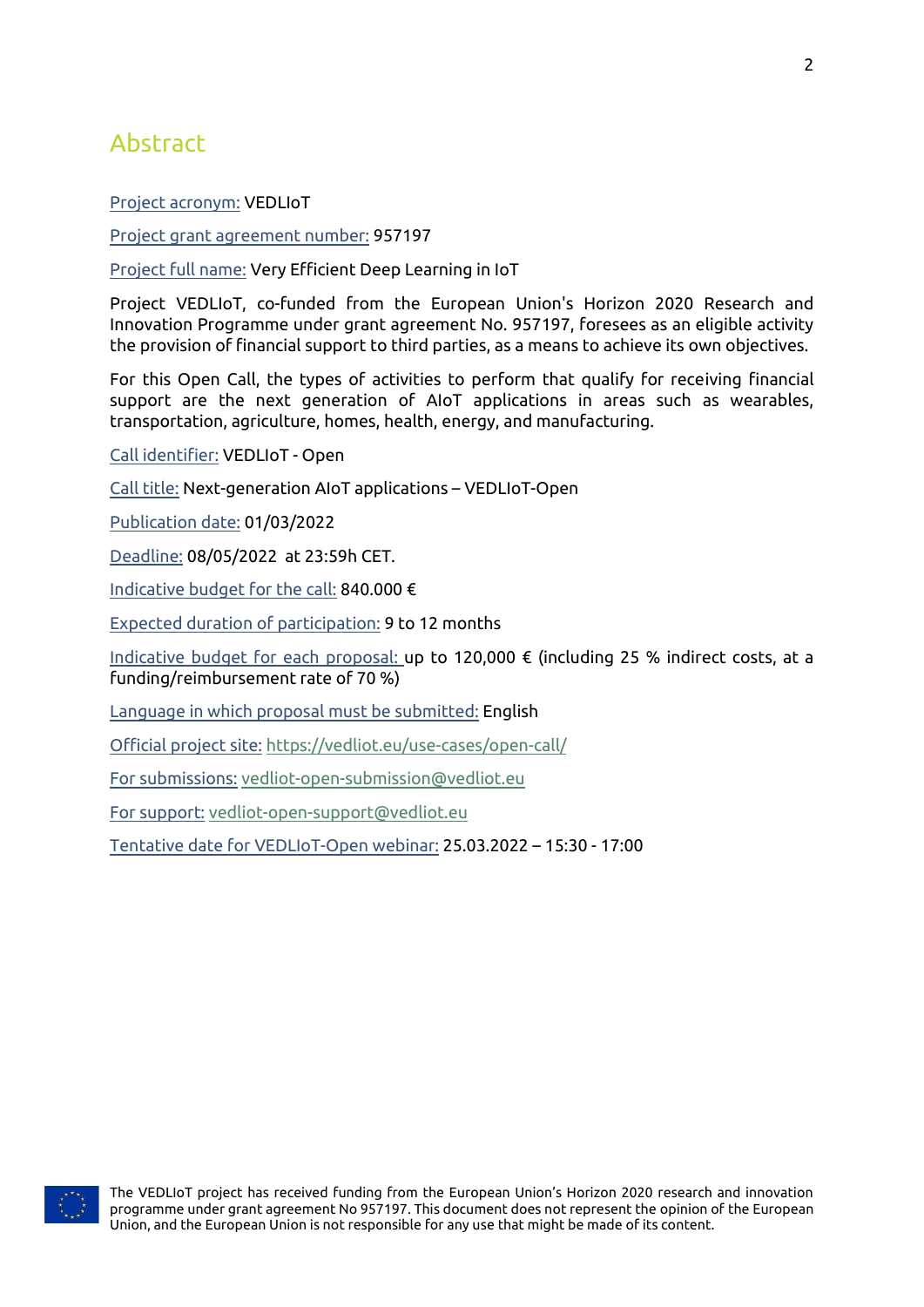# Abstract

Project acronym: VEDLIoT

Project grant agreement number: 957197

Project full name: Very Efficient Deep Learning in IoT

Project VEDLIoT, co-funded from the European Union's Horizon 2020 Research and Innovation Programme under grant agreement No. 957197, foresees as an eligible activity the provision of financial support to third parties, as a means to achieve its own objectives.

For this Open Call, the types of activities to perform that qualify for receiving financial support are the next generation of AIoT applications in areas such as wearables, transportation, agriculture, homes, health, energy, and manufacturing.

Call identifier: VEDLIoT - Open

Call title: Next-generation AIoT applications – VEDLIoT-Open

Publication date: 01/03/2022

Deadline: 08/05/2022 at 23:59h CET.

Indicative budget for the call: 840.000 €

Expected duration of participation: 9 to 12 months

Indicative budget for each proposal: up to 120,000 € (including 25 % indirect costs, at a funding/reimbursement rate of 70 %)

Language in which proposal must be submitted: English

Official project site: https://vedliot.eu/use-cases/open-call/

For submissions: vedliot-open-submission@vedliot.eu

For support: vedliot-open-support@vedliot.eu

Tentative date for VEDLIoT-Open webinar: 25.03.2022 – 15:30 - 17:00

The VEDLIoT project has received funding from the European Union's Horizon 2020 research and innovation programme under grant agreement No 957197. This document does not represent the opinion of the European Union, and the European Union is not responsible for any use that might be made of its content.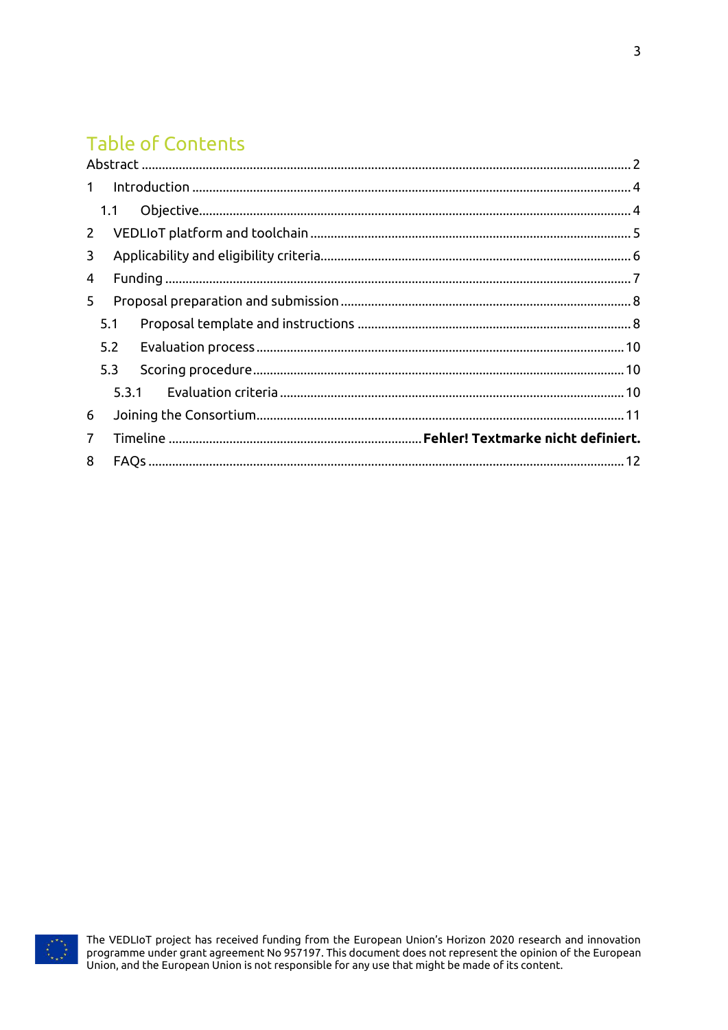# Table of Contents

Abstract ........................................................................ 2

1 Introduction ........................................................................ 4

  1.1 Objective ........................................................................ 4

2 VEDLIoT platform and toolchain ........................................................................ 5

3 Applicability and eligibility criteria ........................................................................ 6

4 Funding ........................................................................ 7

5 Proposal preparation and submission ........................................................................ 8

  5.1 Proposal template and instructions ........................................................................ 8

  5.2 Evaluation process ........................................................................ 10

  5.3 Scoring procedure ........................................................................ 10

    5.3.1 Evaluation criteria ........................................................................ 10

6 Joining the Consortium ........................................................................ 11

7 Timeline ........................................................................ **Fehler! Textmarke nicht definiert.**

8 FAQs ........................................................................ 12

The VEDLIoT project has received funding from the European Union's Horizon 2020 research and innovation programme under grant agreement No 957197. This document does not represent the opinion of the European Union, and the European Union is not responsible for any use that might be made of its content.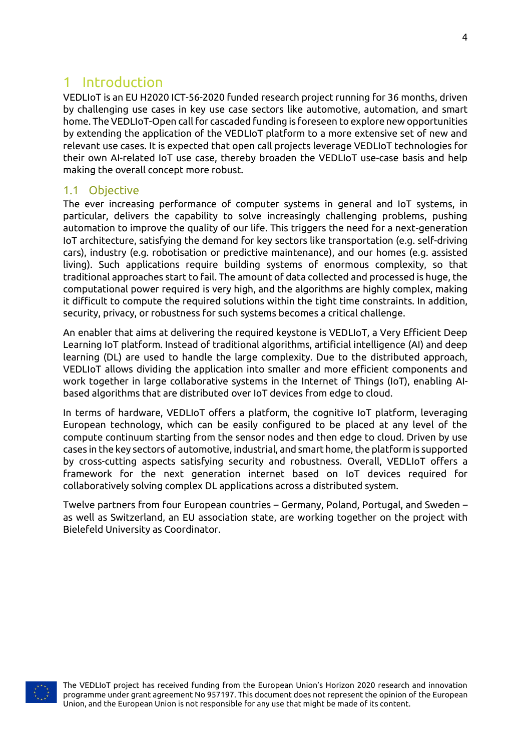# 1 Introduction

VEDLIoT is an EU H2020 ICT-56-2020 funded research project running for 36 months, driven by challenging use cases in key use case sectors like automotive, automation, and smart home. The VEDLIoT-Open call for cascaded funding is foreseen to explore new opportunities by extending the application of the VEDLIoT platform to a more extensive set of new and relevant use cases. It is expected that open call projects leverage VEDLIoT technologies for their own AI-related IoT use case, thereby broaden the VEDLIoT use-case basis and help making the overall concept more robust.

## 1.1 Objective

The ever increasing performance of computer systems in general and IoT systems, in particular, delivers the capability to solve increasingly challenging problems, pushing automation to improve the quality of our life. This triggers the need for a next-generation IoT architecture, satisfying the demand for key sectors like transportation (e.g. self-driving cars), industry (e.g. robotisation or predictive maintenance), and our homes (e.g. assisted living). Such applications require building systems of enormous complexity, so that traditional approaches start to fail. The amount of data collected and processed is huge, the computational power required is very high, and the algorithms are highly complex, making it difficult to compute the required solutions within the tight time constraints. In addition, security, privacy, or robustness for such systems becomes a critical challenge.

An enabler that aims at delivering the required keystone is VEDLIoT, a Very Efficient Deep Learning IoT platform. Instead of traditional algorithms, artificial intelligence (AI) and deep learning (DL) are used to handle the large complexity. Due to the distributed approach, VEDLIoT allows dividing the application into smaller and more efficient components and work together in large collaborative systems in the Internet of Things (IoT), enabling AI-based algorithms that are distributed over IoT devices from edge to cloud.

In terms of hardware, VEDLIoT offers a platform, the cognitive IoT platform, leveraging European technology, which can be easily configured to be placed at any level of the compute continuum starting from the sensor nodes and then edge to cloud. Driven by use cases in the key sectors of automotive, industrial, and smart home, the platform is supported by cross-cutting aspects satisfying security and robustness. Overall, VEDLIoT offers a framework for the next generation internet based on IoT devices required for collaboratively solving complex DL applications across a distributed system.

Twelve partners from four European countries – Germany, Poland, Portugal, and Sweden – as well as Switzerland, an EU association state, are working together on the project with Bielefeld University as Coordinator.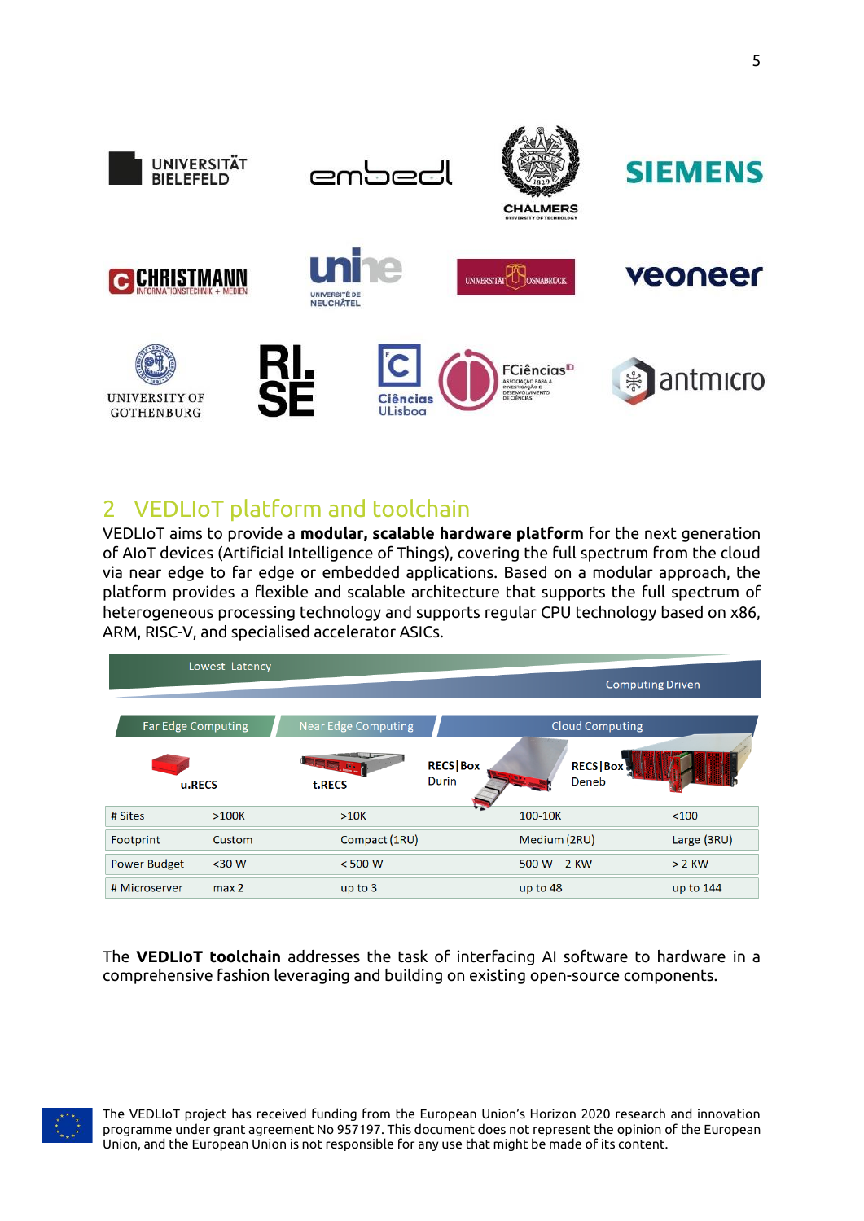## 2 VEDLIoT platform and toolchain

VEDLIoT aims to provide a **modular, scalable hardware platform** for the next generation of AIoT devices (Artificial Intelligence of Things), covering the full spectrum from the cloud via near edge to far edge or embedded applications. Based on a modular approach, the platform provides a flexible and scalable architecture that supports the full spectrum of heterogeneous processing technology and supports regular CPU technology based on x86, ARM, RISC-V, and specialised accelerator ASICs.

Lowest Latency — Computing Driven

| | Far Edge Computing | Near Edge Computing | Cloud Computing | |
|---|---|---|---|---|
| | u.RECS | t.RECS | RECS\|Box Durin | RECS\|Box Deneb |
| # Sites | >100K | >10K | 100-10K | <100 |
| Footprint | Custom | Compact (1RU) | Medium (2RU) | Large (3RU) |
| Power Budget | <30 W | < 500 W | 500 W – 2 KW | > 2 KW |
| # Microserver | max 2 | up to 3 | up to 48 | up to 144 |

The **VEDLIoT toolchain** addresses the task of interfacing AI software to hardware in a comprehensive fashion leveraging and building on existing open-source components.

The VEDLIoT project has received funding from the European Union's Horizon 2020 research and innovation programme under grant agreement No 957197. This document does not represent the opinion of the European Union, and the European Union is not responsible for any use that might be made of its content.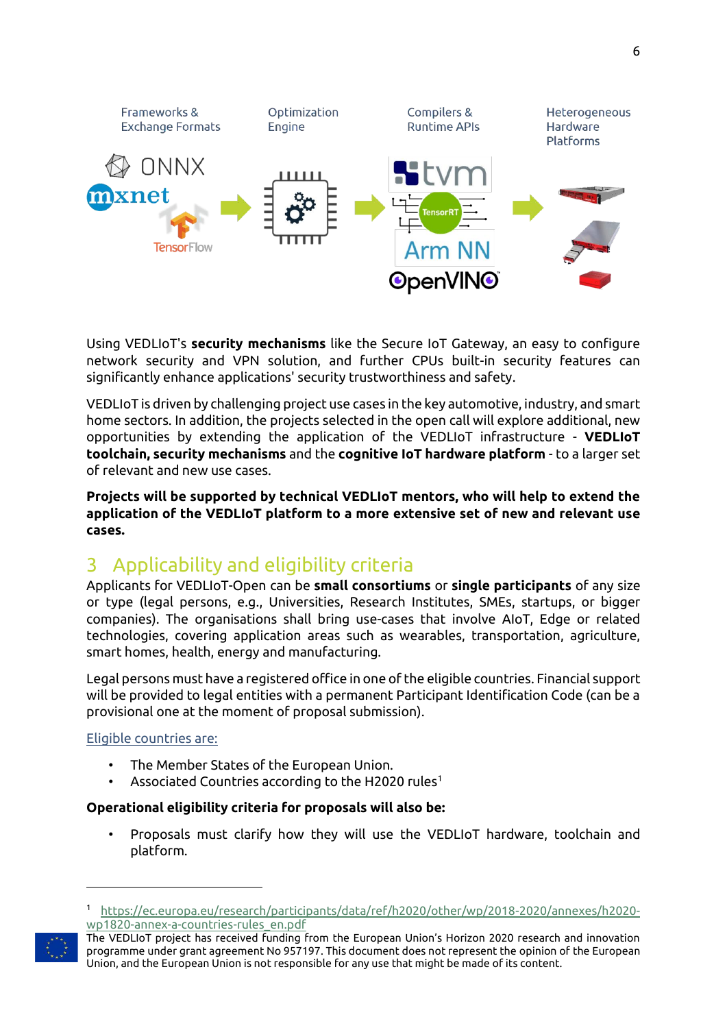Using VEDLIoT's **security mechanisms** like the Secure IoT Gateway, an easy to configure network security and VPN solution, and further CPUs built-in security features can significantly enhance applications' security trustworthiness and safety.

VEDLIoT is driven by challenging project use cases in the key automotive, industry, and smart home sectors. In addition, the projects selected in the open call will explore additional, new opportunities by extending the application of the VEDLIoT infrastructure - **VEDLIoT toolchain, security mechanisms** and the **cognitive IoT hardware platform** - to a larger set of relevant and new use cases.

**Projects will be supported by technical VEDLIoT mentors, who will help to extend the application of the VEDLIoT platform to a more extensive set of new and relevant use cases.**

# 3 Applicability and eligibility criteria

Applicants for VEDLIoT-Open can be **small consortiums** or **single participants** of any size or type (legal persons, e.g., Universities, Research Institutes, SMEs, startups, or bigger companies). The organisations shall bring use-cases that involve AIoT, Edge or related technologies, covering application areas such as wearables, transportation, agriculture, smart homes, health, energy and manufacturing.

Legal persons must have a registered office in one of the eligible countries. Financial support will be provided to legal entities with a permanent Participant Identification Code (can be a provisional one at the moment of proposal submission).

Eligible countries are:

- The Member States of the European Union.
- Associated Countries according to the H2020 rules[1]

**Operational eligibility criteria for proposals will also be:**

- Proposals must clarify how they will use the VEDLIoT hardware, toolchain and platform.

[1] https://ec.europa.eu/research/participants/data/ref/h2020/other/wp/2018-2020/annexes/h2020-wp1820-annex-a-countries-rules_en.pdf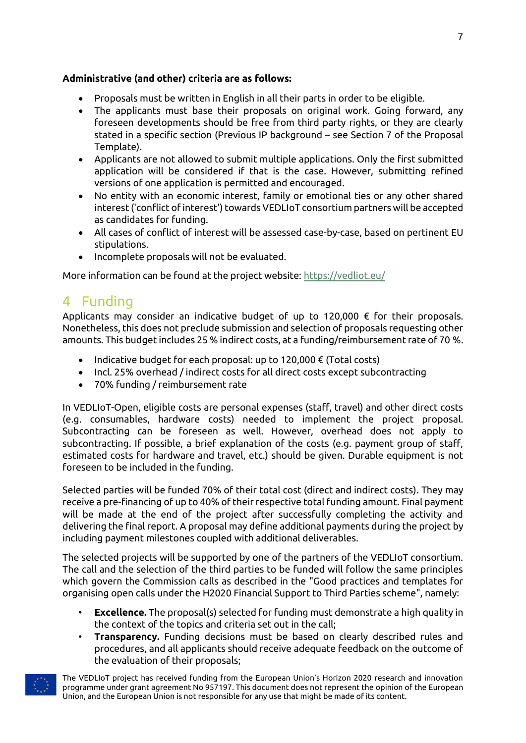**Administrative (and other) criteria are as follows:**

- Proposals must be written in English in all their parts in order to be eligible.
- The applicants must base their proposals on original work. Going forward, any foreseen developments should be free from third party rights, or they are clearly stated in a specific section (Previous IP background – see Section 7 of the Proposal Template).
- Applicants are not allowed to submit multiple applications. Only the first submitted application will be considered if that is the case. However, submitting refined versions of one application is permitted and encouraged.
- No entity with an economic interest, family or emotional ties or any other shared interest ('conflict of interest') towards VEDLIoT consortium partners will be accepted as candidates for funding.
- All cases of conflict of interest will be assessed case-by-case, based on pertinent EU stipulations.
- Incomplete proposals will not be evaluated.

More information can be found at the project website: https://vedliot.eu/

# 4 Funding

Applicants may consider an indicative budget of up to 120,000 € for their proposals. Nonetheless, this does not preclude submission and selection of proposals requesting other amounts. This budget includes 25 % indirect costs, at a funding/reimbursement rate of 70 %.

- Indicative budget for each proposal: up to 120,000 € (Total costs)
- Incl. 25% overhead / indirect costs for all direct costs except subcontracting
- 70% funding / reimbursement rate

In VEDLIoT-Open, eligible costs are personal expenses (staff, travel) and other direct costs (e.g. consumables, hardware costs) needed to implement the project proposal. Subcontracting can be foreseen as well. However, overhead does not apply to subcontracting. If possible, a brief explanation of the costs (e.g. payment group of staff, estimated costs for hardware and travel, etc.) should be given. Durable equipment is not foreseen to be included in the funding.

Selected parties will be funded 70% of their total cost (direct and indirect costs). They may receive a pre-financing of up to 40% of their respective total funding amount. Final payment will be made at the end of the project after successfully completing the activity and delivering the final report. A proposal may define additional payments during the project by including payment milestones coupled with additional deliverables.

The selected projects will be supported by one of the partners of the VEDLIoT consortium. The call and the selection of the third parties to be funded will follow the same principles which govern the Commission calls as described in the "Good practices and templates for organising open calls under the H2020 Financial Support to Third Parties scheme", namely:

- **Excellence.** The proposal(s) selected for funding must demonstrate a high quality in the context of the topics and criteria set out in the call;
- **Transparency.** Funding decisions must be based on clearly described rules and procedures, and all applicants should receive adequate feedback on the outcome of the evaluation of their proposals;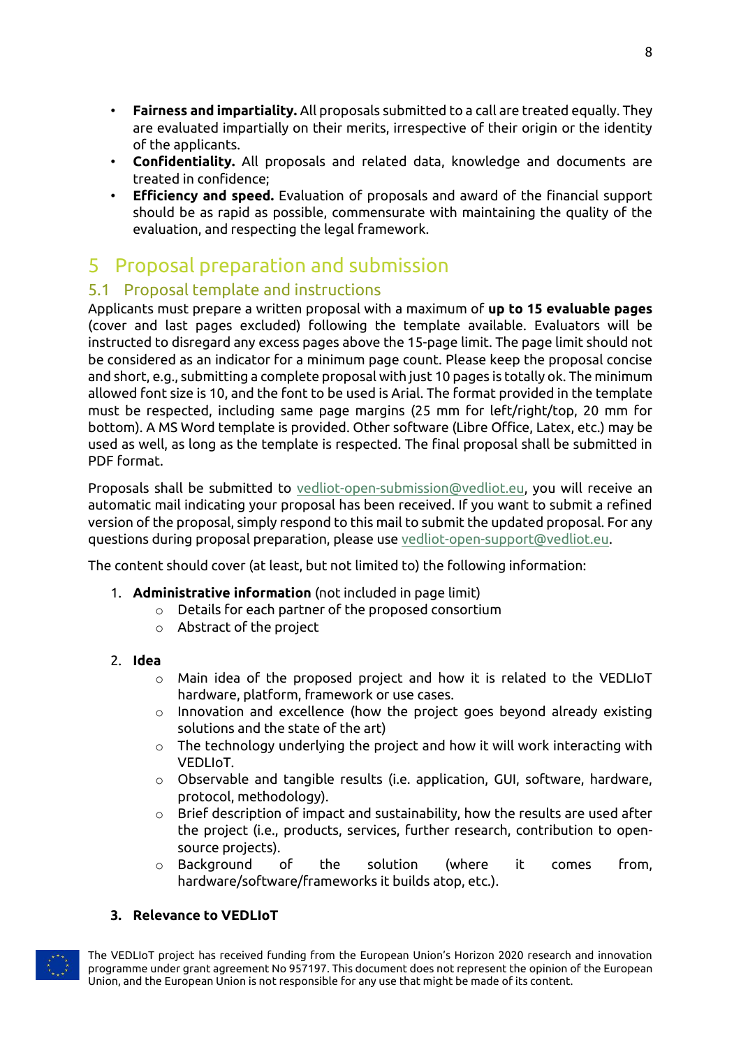- **Fairness and impartiality.** All proposals submitted to a call are treated equally. They are evaluated impartially on their merits, irrespective of their origin or the identity of the applicants.
- **Confidentiality.** All proposals and related data, knowledge and documents are treated in confidence;
- **Efficiency and speed.** Evaluation of proposals and award of the financial support should be as rapid as possible, commensurate with maintaining the quality of the evaluation, and respecting the legal framework.

# 5 Proposal preparation and submission

## 5.1 Proposal template and instructions

Applicants must prepare a written proposal with a maximum of **up to 15 evaluable pages** (cover and last pages excluded) following the template available. Evaluators will be instructed to disregard any excess pages above the 15-page limit. The page limit should not be considered as an indicator for a minimum page count. Please keep the proposal concise and short, e.g., submitting a complete proposal with just 10 pages is totally ok. The minimum allowed font size is 10, and the font to be used is Arial. The format provided in the template must be respected, including same page margins (25 mm for left/right/top, 20 mm for bottom). A MS Word template is provided. Other software (Libre Office, Latex, etc.) may be used as well, as long as the template is respected. The final proposal shall be submitted in PDF format.

Proposals shall be submitted to vedliot-open-submission@vedliot.eu, you will receive an automatic mail indicating your proposal has been received. If you want to submit a refined version of the proposal, simply respond to this mail to submit the updated proposal. For any questions during proposal preparation, please use vedliot-open-support@vedliot.eu.

The content should cover (at least, but not limited to) the following information:

1. **Administrative information** (not included in page limit)
   - Details for each partner of the proposed consortium
   - Abstract of the project

2. **Idea**
   - Main idea of the proposed project and how it is related to the VEDLIoT hardware, platform, framework or use cases.
   - Innovation and excellence (how the project goes beyond already existing solutions and the state of the art)
   - The technology underlying the project and how it will work interacting with VEDLIoT.
   - Observable and tangible results (i.e. application, GUI, software, hardware, protocol, methodology).
   - Brief description of impact and sustainability, how the results are used after the project (i.e., products, services, further research, contribution to open-source projects).
   - Background of the solution (where it comes from, hardware/software/frameworks it builds atop, etc.).

3. **Relevance to VEDLIoT**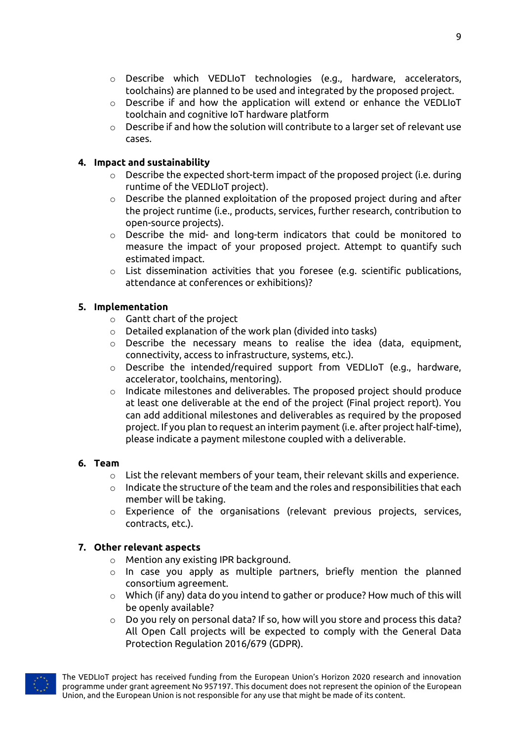- Describe which VEDLIoT technologies (e.g., hardware, accelerators, toolchains) are planned to be used and integrated by the proposed project.
- Describe if and how the application will extend or enhance the VEDLIoT toolchain and cognitive IoT hardware platform
- Describe if and how the solution will contribute to a larger set of relevant use cases.

**4. Impact and sustainability**

- Describe the expected short-term impact of the proposed project (i.e. during runtime of the VEDLIoT project).
- Describe the planned exploitation of the proposed project during and after the project runtime (i.e., products, services, further research, contribution to open-source projects).
- Describe the mid- and long-term indicators that could be monitored to measure the impact of your proposed project. Attempt to quantify such estimated impact.
- List dissemination activities that you foresee (e.g. scientific publications, attendance at conferences or exhibitions)?

**5. Implementation**

- Gantt chart of the project
- Detailed explanation of the work plan (divided into tasks)
- Describe the necessary means to realise the idea (data, equipment, connectivity, access to infrastructure, systems, etc.).
- Describe the intended/required support from VEDLIoT (e.g., hardware, accelerator, toolchains, mentoring).
- Indicate milestones and deliverables. The proposed project should produce at least one deliverable at the end of the project (Final project report). You can add additional milestones and deliverables as required by the proposed project. If you plan to request an interim payment (i.e. after project half-time), please indicate a payment milestone coupled with a deliverable.

**6. Team**

- List the relevant members of your team, their relevant skills and experience.
- Indicate the structure of the team and the roles and responsibilities that each member will be taking.
- Experience of the organisations (relevant previous projects, services, contracts, etc.).

**7. Other relevant aspects**

- Mention any existing IPR background.
- In case you apply as multiple partners, briefly mention the planned consortium agreement.
- Which (if any) data do you intend to gather or produce? How much of this will be openly available?
- Do you rely on personal data? If so, how will you store and process this data? All Open Call projects will be expected to comply with the General Data Protection Regulation 2016/679 (GDPR).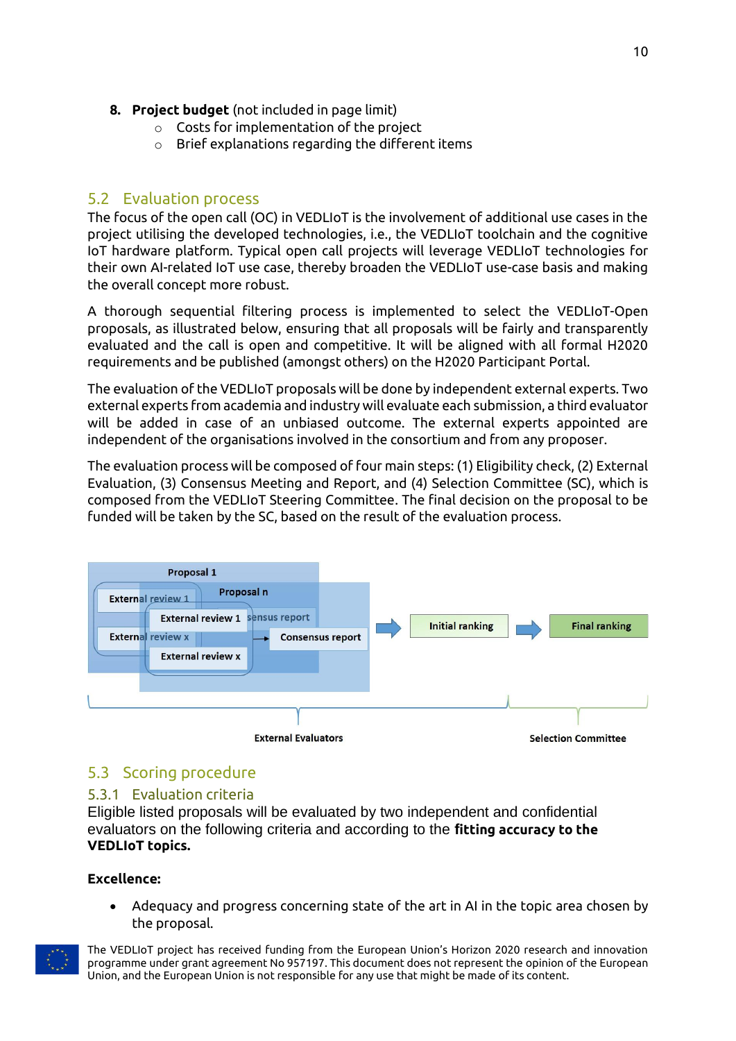8. **Project budget** (not included in page limit)
   - Costs for implementation of the project
   - Brief explanations regarding the different items

## 5.2 Evaluation process

The focus of the open call (OC) in VEDLIoT is the involvement of additional use cases in the project utilising the developed technologies, i.e., the VEDLIoT toolchain and the cognitive IoT hardware platform. Typical open call projects will leverage VEDLIoT technologies for their own AI-related IoT use case, thereby broaden the VEDLIoT use-case basis and making the overall concept more robust.

A thorough sequential filtering process is implemented to select the VEDLIoT-Open proposals, as illustrated below, ensuring that all proposals will be fairly and transparently evaluated and the call is open and competitive. It will be aligned with all formal H2020 requirements and be published (amongst others) on the H2020 Participant Portal.

The evaluation of the VEDLIoT proposals will be done by independent external experts. Two external experts from academia and industry will evaluate each submission, a third evaluator will be added in case of an unbiased outcome. The external experts appointed are independent of the organisations involved in the consortium and from any proposer.

The evaluation process will be composed of four main steps: (1) Eligibility check, (2) External Evaluation, (3) Consensus Meeting and Report, and (4) Selection Committee (SC), which is composed from the VEDLIoT Steering Committee. The final decision on the proposal to be funded will be taken by the SC, based on the result of the evaluation process.

Proposal 1 / Proposal n: External review 1, External review x → Consensus report → Initial ranking → Final ranking

External Evaluators | Selection Committee

## 5.3 Scoring procedure

### 5.3.1 Evaluation criteria

Eligible listed proposals will be evaluated by two independent and confidential evaluators on the following criteria and according to the **fitting accuracy to the VEDLIoT topics.**

**Excellence:**

- Adequacy and progress concerning state of the art in AI in the topic area chosen by the proposal.

The VEDLIoT project has received funding from the European Union's Horizon 2020 research and innovation programme under grant agreement No 957197. This document does not represent the opinion of the European Union, and the European Union is not responsible for any use that might be made of its content.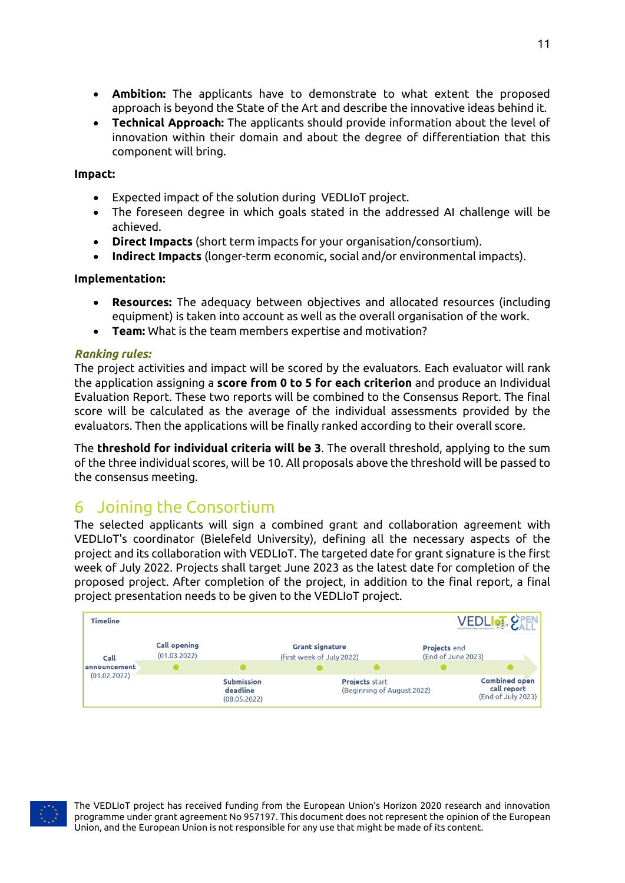- **Ambition:** The applicants have to demonstrate to what extent the proposed approach is beyond the State of the Art and describe the innovative ideas behind it.
- **Technical Approach:** The applicants should provide information about the level of innovation within their domain and about the degree of differentiation that this component will bring.

**Impact:**

- Expected impact of the solution during VEDLIoT project.
- The foreseen degree in which goals stated in the addressed AI challenge will be achieved.
- **Direct Impacts** (short term impacts for your organisation/consortium).
- **Indirect Impacts** (longer-term economic, social and/or environmental impacts).

**Implementation:**

- **Resources:** The adequacy between objectives and allocated resources (including equipment) is taken into account as well as the overall organisation of the work.
- **Team:** What is the team members expertise and motivation?

***Ranking rules:***

The project activities and impact will be scored by the evaluators. Each evaluator will rank the application assigning a **score from 0 to 5 for each criterion** and produce an Individual Evaluation Report. These two reports will be combined to the Consensus Report. The final score will be calculated as the average of the individual assessments provided by the evaluators. Then the applications will be finally ranked according to their overall score.

The **threshold for individual criteria will be 3**. The overall threshold, applying to the sum of the three individual scores, will be 10. All proposals above the threshold will be passed to the consensus meeting.

# 6 Joining the Consortium

The selected applicants will sign a combined grant and collaboration agreement with VEDLIoT's coordinator (Bielefeld University), defining all the necessary aspects of the project and its collaboration with VEDLIoT. The targeted date for grant signature is the first week of July 2022. Projects shall target June 2023 as the latest date for completion of the proposed project. After completion of the project, in addition to the final report, a final project presentation needs to be given to the VEDLIoT project.

**Timeline**

- **Call announcement** (01.02.2022)
- **Call opening** (01.03.2022)
- **Submission deadline** (08.05.2022)
- **Grant signature** (first week of July 2022)
- **Projects start** (Beginning of August 2022)
- **Projects end** (End of June 2023)
- **Combined open call report** (End of July 2023)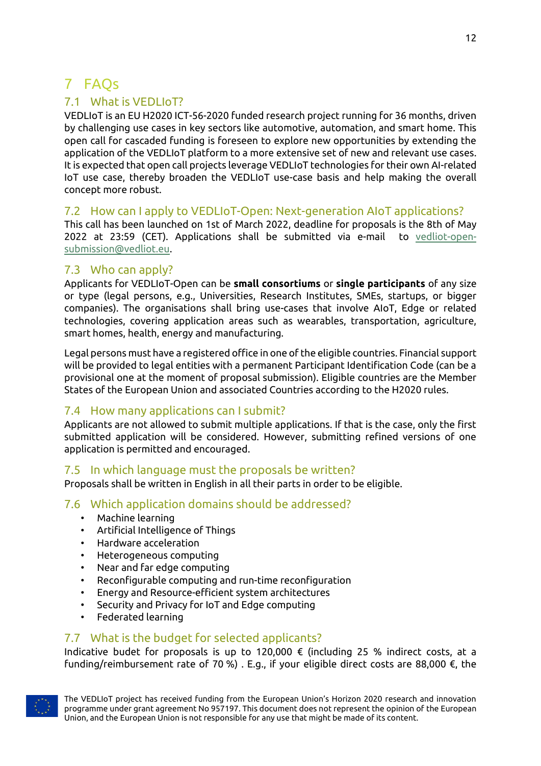# 7 FAQs

## 7.1 What is VEDLIoT?

VEDLIoT is an EU H2020 ICT-56-2020 funded research project running for 36 months, driven by challenging use cases in key sectors like automotive, automation, and smart home. This open call for cascaded funding is foreseen to explore new opportunities by extending the application of the VEDLIoT platform to a more extensive set of new and relevant use cases. It is expected that open call projects leverage VEDLIoT technologies for their own AI-related IoT use case, thereby broaden the VEDLIoT use-case basis and help making the overall concept more robust.

## 7.2 How can I apply to VEDLIoT-Open: Next-generation AIoT applications?

This call has been launched on 1st of March 2022, deadline for proposals is the 8th of May 2022 at 23:59 (CET). Applications shall be submitted via e-mail to vedliot-open-submission@vedliot.eu.

## 7.3 Who can apply?

Applicants for VEDLIoT-Open can be **small consortiums** or **single participants** of any size or type (legal persons, e.g., Universities, Research Institutes, SMEs, startups, or bigger companies). The organisations shall bring use-cases that involve AIoT, Edge or related technologies, covering application areas such as wearables, transportation, agriculture, smart homes, health, energy and manufacturing.

Legal persons must have a registered office in one of the eligible countries. Financial support will be provided to legal entities with a permanent Participant Identification Code (can be a provisional one at the moment of proposal submission). Eligible countries are the Member States of the European Union and associated Countries according to the H2020 rules.

## 7.4 How many applications can I submit?

Applicants are not allowed to submit multiple applications. If that is the case, only the first submitted application will be considered. However, submitting refined versions of one application is permitted and encouraged.

## 7.5 In which language must the proposals be written?

Proposals shall be written in English in all their parts in order to be eligible.

## 7.6 Which application domains should be addressed?

- Machine learning
- Artificial Intelligence of Things
- Hardware acceleration
- Heterogeneous computing
- Near and far edge computing
- Reconfigurable computing and run-time reconfiguration
- Energy and Resource-efficient system architectures
- Security and Privacy for IoT and Edge computing
- Federated learning

## 7.7 What is the budget for selected applicants?

Indicative budet for proposals is up to 120,000 € (including 25 % indirect costs, at a funding/reimbursement rate of 70 %) . E.g., if your eligible direct costs are 88,000 €, the

The VEDLIoT project has received funding from the European Union's Horizon 2020 research and innovation programme under grant agreement No 957197. This document does not represent the opinion of the European Union, and the European Union is not responsible for any use that might be made of its content.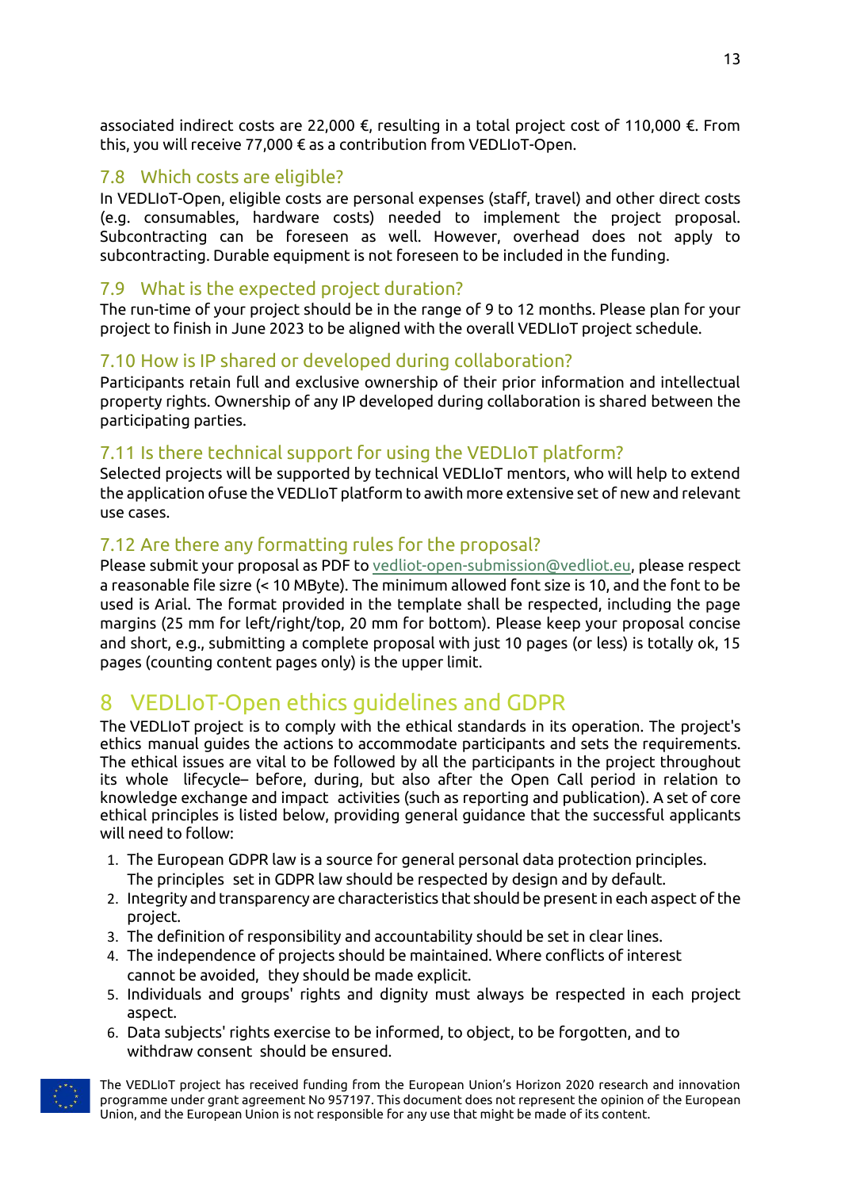associated indirect costs are 22,000 €, resulting in a total project cost of 110,000 €. From this, you will receive 77,000 € as a contribution from VEDLIoT-Open.

## 7.8 Which costs are eligible?

In VEDLIoT-Open, eligible costs are personal expenses (staff, travel) and other direct costs (e.g. consumables, hardware costs) needed to implement the project proposal. Subcontracting can be foreseen as well. However, overhead does not apply to subcontracting. Durable equipment is not foreseen to be included in the funding.

## 7.9 What is the expected project duration?

The run-time of your project should be in the range of 9 to 12 months. Please plan for your project to finish in June 2023 to be aligned with the overall VEDLIoT project schedule.

## 7.10 How is IP shared or developed during collaboration?

Participants retain full and exclusive ownership of their prior information and intellectual property rights. Ownership of any IP developed during collaboration is shared between the participating parties.

## 7.11 Is there technical support for using the VEDLIoT platform?

Selected projects will be supported by technical VEDLIoT mentors, who will help to extend the application ofuse the VEDLIoT platform to awith more extensive set of new and relevant use cases.

## 7.12 Are there any formatting rules for the proposal?

Please submit your proposal as PDF to vedliot-open-submission@vedliot.eu, please respect a reasonable file sizre (< 10 MByte). The minimum allowed font size is 10, and the font to be used is Arial. The format provided in the template shall be respected, including the page margins (25 mm for left/right/top, 20 mm for bottom). Please keep your proposal concise and short, e.g., submitting a complete proposal with just 10 pages (or less) is totally ok, 15 pages (counting content pages only) is the upper limit.

# 8 VEDLIoT-Open ethics guidelines and GDPR

The VEDLIoT project is to comply with the ethical standards in its operation. The project's ethics manual guides the actions to accommodate participants and sets the requirements. The ethical issues are vital to be followed by all the participants in the project throughout its whole lifecycle– before, during, but also after the Open Call period in relation to knowledge exchange and impact activities (such as reporting and publication). A set of core ethical principles is listed below, providing general guidance that the successful applicants will need to follow:

1. The European GDPR law is a source for general personal data protection principles. The principles set in GDPR law should be respected by design and by default.
2. Integrity and transparency are characteristics that should be present in each aspect of the project.
3. The definition of responsibility and accountability should be set in clear lines.
4. The independence of projects should be maintained. Where conflicts of interest cannot be avoided, they should be made explicit.
5. Individuals and groups' rights and dignity must always be respected in each project aspect.
6. Data subjects' rights exercise to be informed, to object, to be forgotten, and to withdraw consent should be ensured.

The VEDLIoT project has received funding from the European Union's Horizon 2020 research and innovation programme under grant agreement No 957197. This document does not represent the opinion of the European Union, and the European Union is not responsible for any use that might be made of its content.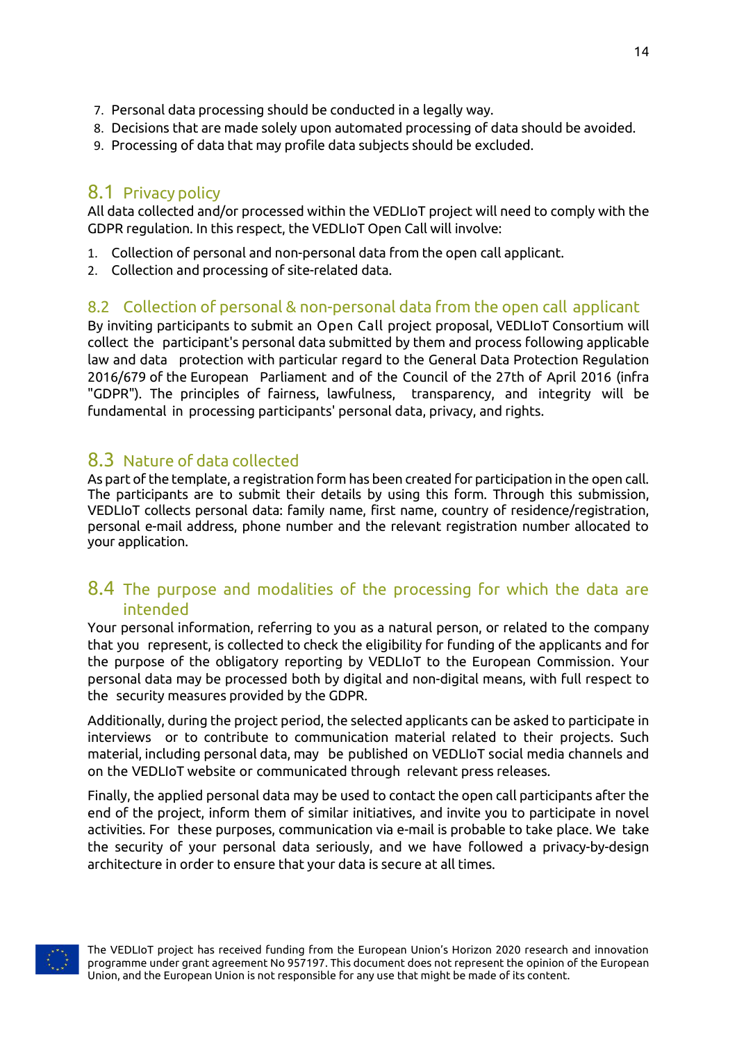7. Personal data processing should be conducted in a legally way.
8. Decisions that are made solely upon automated processing of data should be avoided.
9. Processing of data that may profile data subjects should be excluded.

## 8.1 Privacy policy

All data collected and/or processed within the VEDLIoT project will need to comply with the GDPR regulation. In this respect, the VEDLIoT Open Call will involve:

1. Collection of personal and non-personal data from the open call applicant.
2. Collection and processing of site-related data.

## 8.2 Collection of personal & non-personal data from the open call applicant

By inviting participants to submit an Open Call project proposal, VEDLIoT Consortium will collect the participant's personal data submitted by them and process following applicable law and data protection with particular regard to the General Data Protection Regulation 2016/679 of the European Parliament and of the Council of the 27th of April 2016 (infra "GDPR"). The principles of fairness, lawfulness, transparency, and integrity will be fundamental in processing participants' personal data, privacy, and rights.

## 8.3 Nature of data collected

As part of the template, a registration form has been created for participation in the open call. The participants are to submit their details by using this form. Through this submission, VEDLIoT collects personal data: family name, first name, country of residence/registration, personal e-mail address, phone number and the relevant registration number allocated to your application.

## 8.4 The purpose and modalities of the processing for which the data are intended

Your personal information, referring to you as a natural person, or related to the company that you represent, is collected to check the eligibility for funding of the applicants and for the purpose of the obligatory reporting by VEDLIoT to the European Commission. Your personal data may be processed both by digital and non-digital means, with full respect to the security measures provided by the GDPR.

Additionally, during the project period, the selected applicants can be asked to participate in interviews or to contribute to communication material related to their projects. Such material, including personal data, may be published on VEDLIoT social media channels and on the VEDLIoT website or communicated through relevant press releases.

Finally, the applied personal data may be used to contact the open call participants after the end of the project, inform them of similar initiatives, and invite you to participate in novel activities. For these purposes, communication via e-mail is probable to take place. We take the security of your personal data seriously, and we have followed a privacy-by-design architecture in order to ensure that your data is secure at all times.

The VEDLIoT project has received funding from the European Union's Horizon 2020 research and innovation programme under grant agreement No 957197. This document does not represent the opinion of the European Union, and the European Union is not responsible for any use that might be made of its content.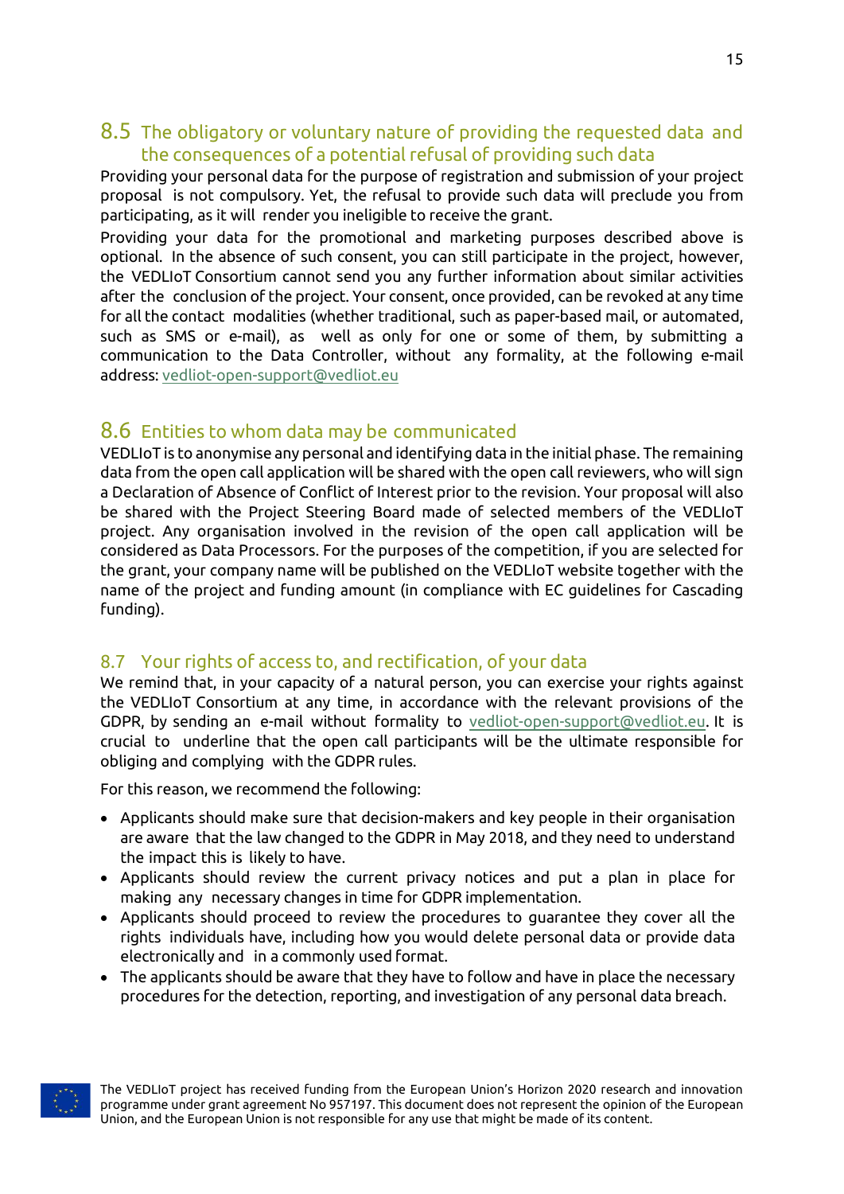## 8.5 The obligatory or voluntary nature of providing the requested data and the consequences of a potential refusal of providing such data

Providing your personal data for the purpose of registration and submission of your project proposal is not compulsory. Yet, the refusal to provide such data will preclude you from participating, as it will render you ineligible to receive the grant.

Providing your data for the promotional and marketing purposes described above is optional. In the absence of such consent, you can still participate in the project, however, the VEDLIoT Consortium cannot send you any further information about similar activities after the conclusion of the project. Your consent, once provided, can be revoked at any time for all the contact modalities (whether traditional, such as paper-based mail, or automated, such as SMS or e-mail), as well as only for one or some of them, by submitting a communication to the Data Controller, without any formality, at the following e-mail address: vedliot-open-support@vedliot.eu

## 8.6 Entities to whom data may be communicated

VEDLIoT is to anonymise any personal and identifying data in the initial phase. The remaining data from the open call application will be shared with the open call reviewers, who will sign a Declaration of Absence of Conflict of Interest prior to the revision. Your proposal will also be shared with the Project Steering Board made of selected members of the VEDLIoT project. Any organisation involved in the revision of the open call application will be considered as Data Processors. For the purposes of the competition, if you are selected for the grant, your company name will be published on the VEDLIoT website together with the name of the project and funding amount (in compliance with EC guidelines for Cascading funding).

## 8.7 Your rights of access to, and rectification, of your data

We remind that, in your capacity of a natural person, you can exercise your rights against the VEDLIoT Consortium at any time, in accordance with the relevant provisions of the GDPR, by sending an e-mail without formality to vedliot-open-support@vedliot.eu. It is crucial to underline that the open call participants will be the ultimate responsible for obliging and complying with the GDPR rules.

For this reason, we recommend the following:

- Applicants should make sure that decision-makers and key people in their organisation are aware that the law changed to the GDPR in May 2018, and they need to understand the impact this is likely to have.
- Applicants should review the current privacy notices and put a plan in place for making any necessary changes in time for GDPR implementation.
- Applicants should proceed to review the procedures to guarantee they cover all the rights individuals have, including how you would delete personal data or provide data electronically and in a commonly used format.
- The applicants should be aware that they have to follow and have in place the necessary procedures for the detection, reporting, and investigation of any personal data breach.